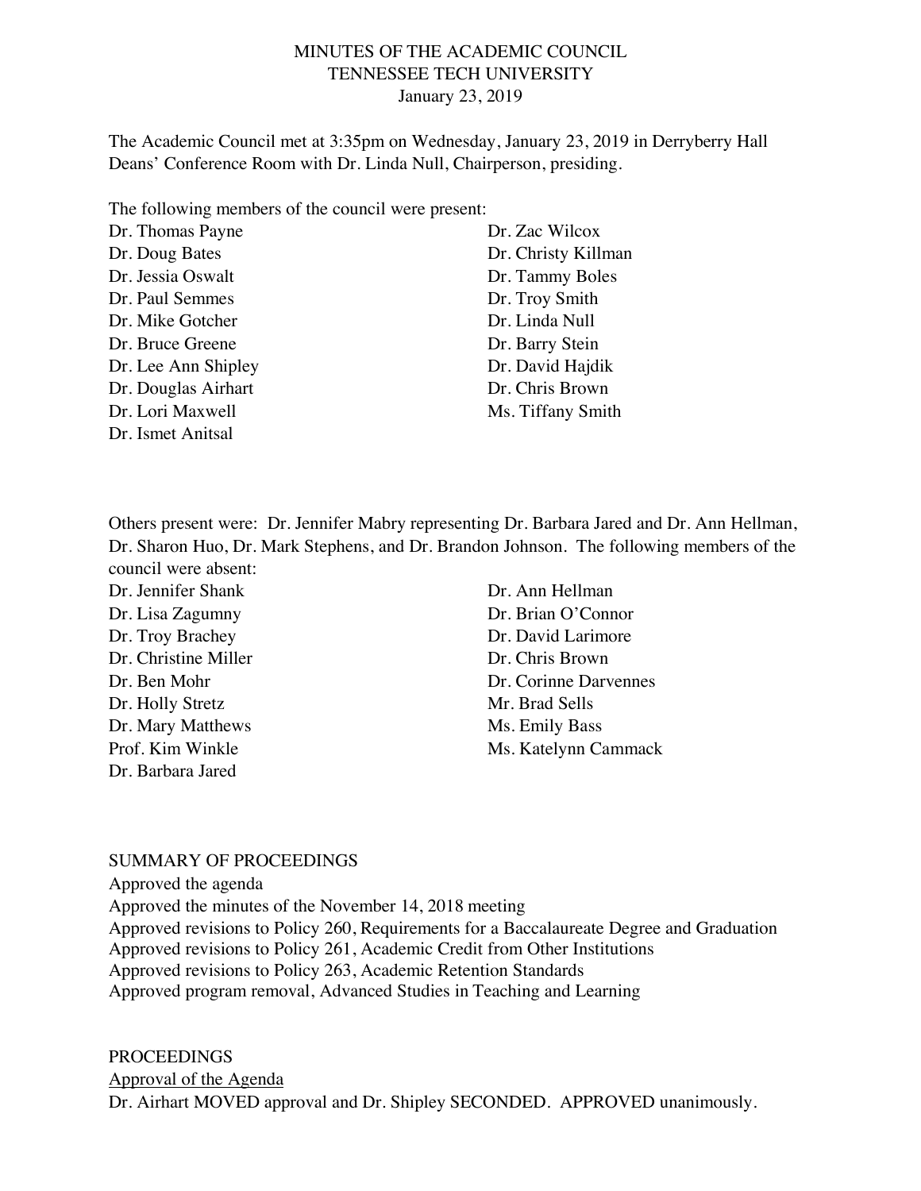MINUTES OF THE ACADEMIC COUNCIL
TENNESSEE TECH UNIVERSITY
January 23, 2019

The Academic Council met at 3:35pm on Wednesday, January 23, 2019 in Derryberry Hall Deans' Conference Room with Dr. Linda Null, Chairperson, presiding.

The following members of the council were present:

Dr. Thomas Payne
Dr. Doug Bates
Dr. Jessia Oswalt
Dr. Paul Semmes
Dr. Mike Gotcher
Dr. Bruce Greene
Dr. Lee Ann Shipley
Dr. Douglas Airhart
Dr. Lori Maxwell
Dr. Ismet Anitsal
Dr. Zac Wilcox
Dr. Christy Killman
Dr. Tammy Boles
Dr. Troy Smith
Dr. Linda Null
Dr. Barry Stein
Dr. David Hajdik
Dr. Chris Brown
Ms. Tiffany Smith

Others present were: Dr. Jennifer Mabry representing Dr. Barbara Jared and Dr. Ann Hellman, Dr. Sharon Huo, Dr. Mark Stephens, and Dr. Brandon Johnson. The following members of the council were absent:

Dr. Jennifer Shank
Dr. Lisa Zagumny
Dr. Troy Brachey
Dr. Christine Miller
Dr. Ben Mohr
Dr. Holly Stretz
Dr. Mary Matthews
Prof. Kim Winkle
Dr. Barbara Jared
Dr. Ann Hellman
Dr. Brian O'Connor
Dr. David Larimore
Dr. Chris Brown
Dr. Corinne Darvennes
Mr. Brad Sells
Ms. Emily Bass
Ms. Katelynn Cammack

SUMMARY OF PROCEEDINGS

Approved the agenda
Approved the minutes of the November 14, 2018 meeting
Approved revisions to Policy 260, Requirements for a Baccalaureate Degree and Graduation
Approved revisions to Policy 261, Academic Credit from Other Institutions
Approved revisions to Policy 263, Academic Retention Standards
Approved program removal, Advanced Studies in Teaching and Learning

PROCEEDINGS

Approval of the Agenda

Dr. Airhart MOVED approval and Dr. Shipley SECONDED. APPROVED unanimously.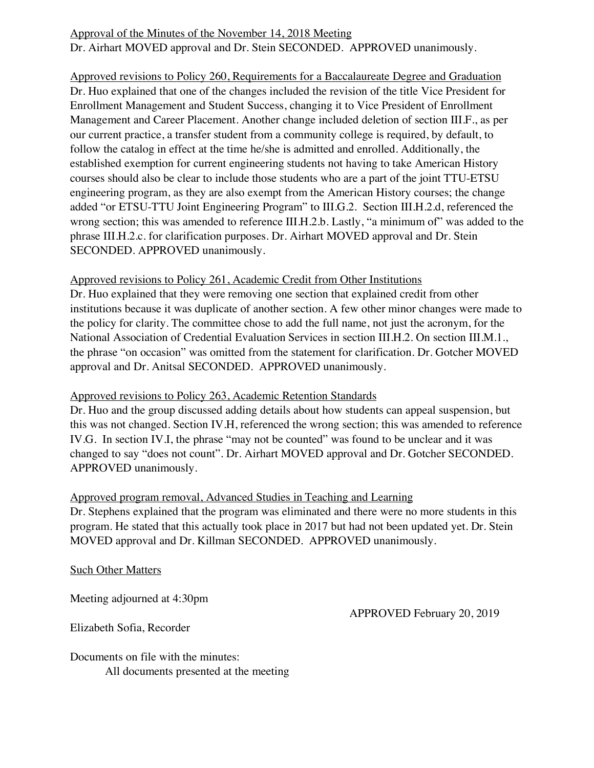Approval of the Minutes of the November 14, 2018 Meeting

Dr. Airhart MOVED approval and Dr. Stein SECONDED. APPROVED unanimously.

Approved revisions to Policy 260, Requirements for a Baccalaureate Degree and Graduation

Dr. Huo explained that one of the changes included the revision of the title Vice President for Enrollment Management and Student Success, changing it to Vice President of Enrollment Management and Career Placement. Another change included deletion of section III.F., as per our current practice, a transfer student from a community college is required, by default, to follow the catalog in effect at the time he/she is admitted and enrolled. Additionally, the established exemption for current engineering students not having to take American History courses should also be clear to include those students who are a part of the joint TTU-ETSU engineering program, as they are also exempt from the American History courses; the change added "or ETSU-TTU Joint Engineering Program" to III.G.2. Section III.H.2.d, referenced the wrong section; this was amended to reference III.H.2.b. Lastly, "a minimum of" was added to the phrase III.H.2.c. for clarification purposes. Dr. Airhart MOVED approval and Dr. Stein SECONDED. APPROVED unanimously.

Approved revisions to Policy 261, Academic Credit from Other Institutions

Dr. Huo explained that they were removing one section that explained credit from other institutions because it was duplicate of another section. A few other minor changes were made to the policy for clarity. The committee chose to add the full name, not just the acronym, for the National Association of Credential Evaluation Services in section III.H.2. On section III.M.1., the phrase "on occasion" was omitted from the statement for clarification. Dr. Gotcher MOVED approval and Dr. Anitsal SECONDED. APPROVED unanimously.

Approved revisions to Policy 263, Academic Retention Standards

Dr. Huo and the group discussed adding details about how students can appeal suspension, but this was not changed. Section IV.H, referenced the wrong section; this was amended to reference IV.G. In section IV.I, the phrase "may not be counted" was found to be unclear and it was changed to say "does not count". Dr. Airhart MOVED approval and Dr. Gotcher SECONDED. APPROVED unanimously.

Approved program removal, Advanced Studies in Teaching and Learning

Dr. Stephens explained that the program was eliminated and there were no more students in this program. He stated that this actually took place in 2017 but had not been updated yet. Dr. Stein MOVED approval and Dr. Killman SECONDED. APPROVED unanimously.

Such Other Matters

Meeting adjourned at 4:30pm

APPROVED February 20, 2019

Elizabeth Sofia, Recorder

Documents on file with the minutes:

All documents presented at the meeting